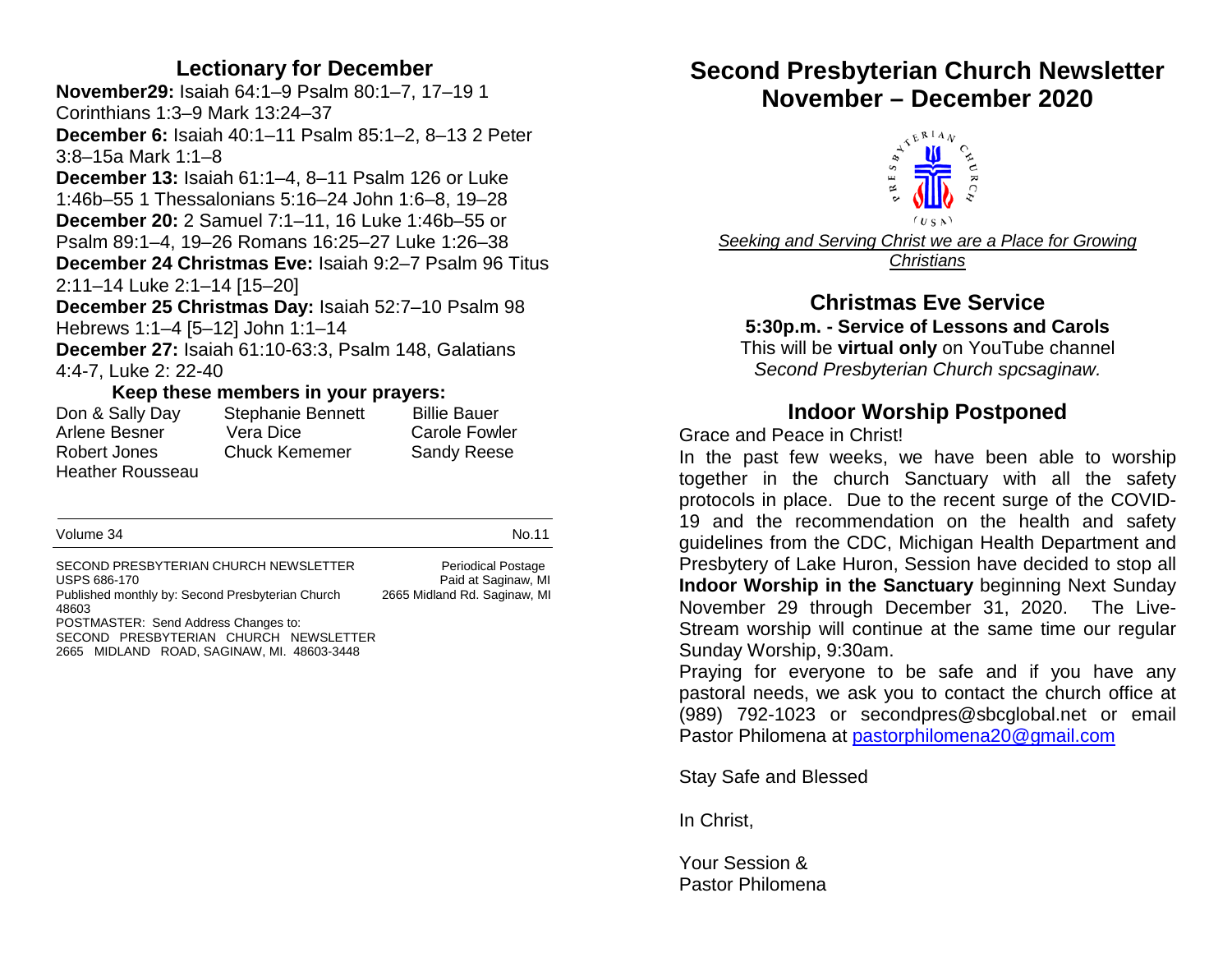## Lectionary for December

**November29:** Isaiah 64:1–9 Psalm 80:1–7, 17–19 1 Corinthians 1:3–9 Mark 13:24–37
**December 6:** Isaiah 40:1–11 Psalm 85:1–2, 8–13 2 Peter 3:8–15a Mark 1:1–8
**December 13:** Isaiah 61:1–4, 8–11 Psalm 126 or Luke 1:46b–55 1 Thessalonians 5:16–24 John 1:6–8, 19–28
**December 20:** 2 Samuel 7:1–11, 16 Luke 1:46b–55 or Psalm 89:1–4, 19–26 Romans 16:25–27 Luke 1:26–38
**December 24 Christmas Eve:** Isaiah 9:2–7 Psalm 96 Titus 2:11–14 Luke 2:1–14 [15–20]
**December 25 Christmas Day:** Isaiah 52:7–10 Psalm 98 Hebrews 1:1–4 [5–12] John 1:1–14
**December 27:** Isaiah 61:10-63:3, Psalm 148, Galatians 4:4-7, Luke 2: 22-40

### Keep these members in your prayers:

| | | |
|---|---|---|
| Don & Sally Day | Stephanie Bennett | Billie Bauer |
| Arlene Besner | Vera Dice | Carole Fowler |
| Robert Jones | Chuck Kememer | Sandy Reese |
| Heather Rousseau | | |

Volume 34 No.11

SECOND PRESBYTERIAN CHURCH NEWSLETTER
USPS 686-170
Published monthly by: Second Presbyterian Church 2665 Midland Rd. Saginaw, MI 48603
Periodical Postage Paid at Saginaw, MI
POSTMASTER: Send Address Changes to:
SECOND PRESBYTERIAN CHURCH NEWSLETTER
2665 MIDLAND ROAD, SAGINAW, MI. 48603-3448

# Second Presbyterian Church Newsletter November – December 2020

*Seeking and Serving Christ we are a Place for Growing Christians*

## Christmas Eve Service

**5:30p.m. - Service of Lessons and Carols**

This will be **virtual only** on YouTube channel *Second Presbyterian Church spcsaginaw.*

## Indoor Worship Postponed

Grace and Peace in Christ!

In the past few weeks, we have been able to worship together in the church Sanctuary with all the safety protocols in place. Due to the recent surge of the COVID-19 and the recommendation on the health and safety guidelines from the CDC, Michigan Health Department and Presbytery of Lake Huron, Session have decided to stop all **Indoor Worship in the Sanctuary** beginning Next Sunday November 29 through December 31, 2020. The Live-Stream worship will continue at the same time our regular Sunday Worship, 9:30am.

Praying for everyone to be safe and if you have any pastoral needs, we ask you to contact the church office at (989) 792-1023 or secondpres@sbcglobal.net or email Pastor Philomena at pastorphilomena20@gmail.com

Stay Safe and Blessed

In Christ,

Your Session &
Pastor Philomena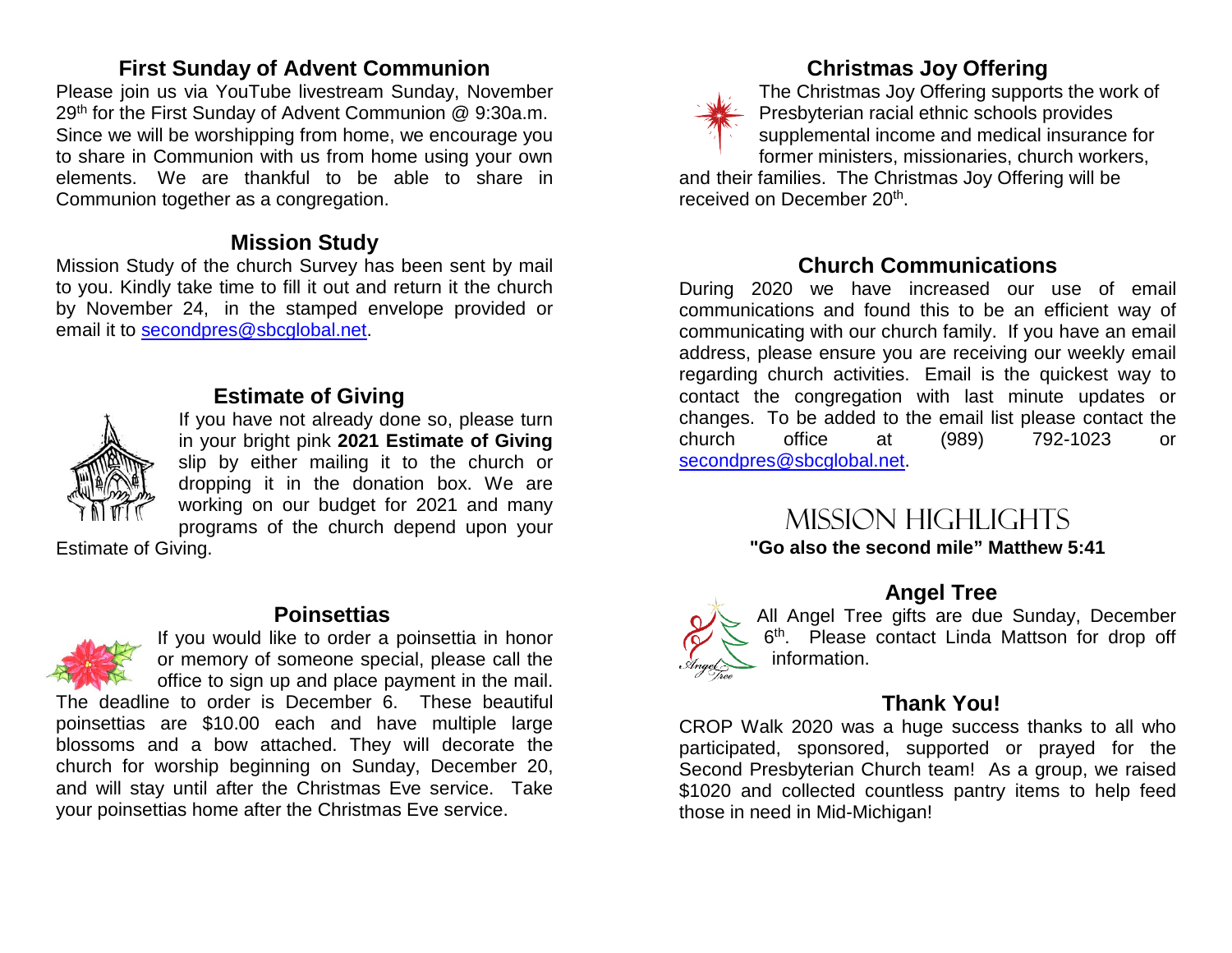## First Sunday of Advent Communion

Please join us via YouTube livestream Sunday, November 29th for the First Sunday of Advent Communion @ 9:30a.m. Since we will be worshipping from home, we encourage you to share in Communion with us from home using your own elements. We are thankful to be able to share in Communion together as a congregation.

## Mission Study

Mission Study of the church Survey has been sent by mail to you. Kindly take time to fill it out and return it the church by November 24, in the stamped envelope provided or email it to secondpres@sbcglobal.net.

## Estimate of Giving

If you have not already done so, please turn in your bright pink **2021 Estimate of Giving** slip by either mailing it to the church or dropping it in the donation box. We are working on our budget for 2021 and many programs of the church depend upon your Estimate of Giving.

## Poinsettias

If you would like to order a poinsettia in honor or memory of someone special, please call the office to sign up and place payment in the mail. The deadline to order is December 6. These beautiful poinsettias are $10.00 each and have multiple large blossoms and a bow attached. They will decorate the church for worship beginning on Sunday, December 20, and will stay until after the Christmas Eve service. Take your poinsettias home after the Christmas Eve service.

## Christmas Joy Offering

The Christmas Joy Offering supports the work of Presbyterian racial ethnic schools provides supplemental income and medical insurance for former ministers, missionaries, church workers, and their families. The Christmas Joy Offering will be received on December 20th.

## Church Communications

During 2020 we have increased our use of email communications and found this to be an efficient way of communicating with our church family. If you have an email address, please ensure you are receiving our weekly email regarding church activities. Email is the quickest way to contact the congregation with last minute updates or changes. To be added to the email list please contact the church office at (989) 792-1023 or secondpres@sbcglobal.net.

# Mission Highlights

**"Go also the second mile" Matthew 5:41**

## Angel Tree

All Angel Tree gifts are due Sunday, December 6th. Please contact Linda Mattson for drop off information.

## Thank You!

CROP Walk 2020 was a huge success thanks to all who participated, sponsored, supported or prayed for the Second Presbyterian Church team! As a group, we raised $1020 and collected countless pantry items to help feed those in need in Mid-Michigan!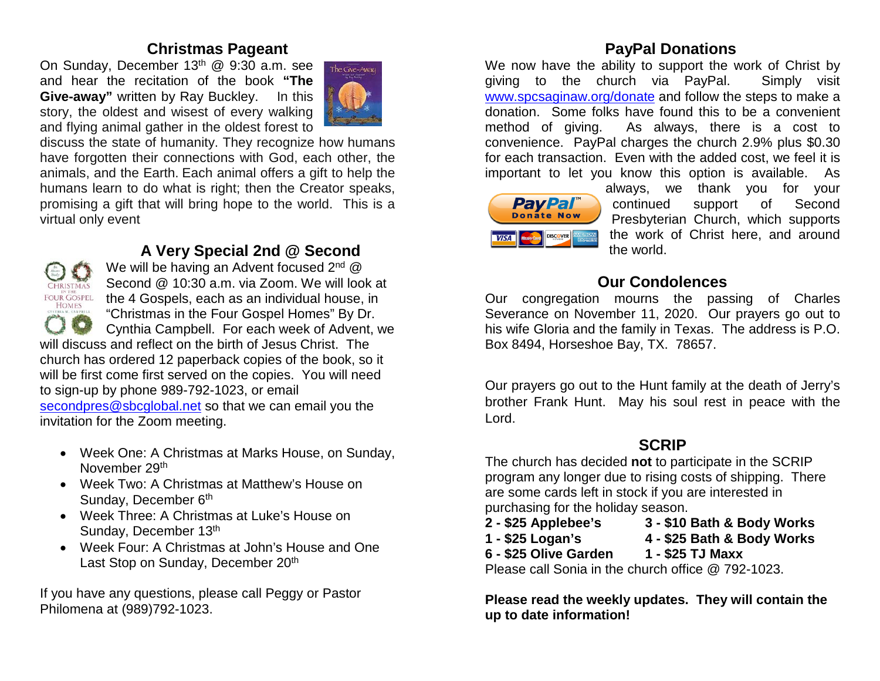## Christmas Pageant

On Sunday, December 13th @ 9:30 a.m. see and hear the recitation of the book **"The Give-away"** written by Ray Buckley. In this story, the oldest and wisest of every walking and flying animal gather in the oldest forest to discuss the state of humanity. They recognize how humans have forgotten their connections with God, each other, the animals, and the Earth. Each animal offers a gift to help the humans learn to do what is right; then the Creator speaks, promising a gift that will bring hope to the world. This is a virtual only event

## A Very Special 2nd @ Second

We will be having an Advent focused 2nd @ Second @ 10:30 a.m. via Zoom. We will look at the 4 Gospels, each as an individual house, in "Christmas in the Four Gospel Homes" By Dr. Cynthia Campbell. For each week of Advent, we will discuss and reflect on the birth of Jesus Christ. The church has ordered 12 paperback copies of the book, so it will be first come first served on the copies. You will need to sign-up by phone 989-792-1023, or email secondpres@sbcglobal.net so that we can email you the invitation for the Zoom meeting.

- Week One: A Christmas at Marks House, on Sunday, November 29th
- Week Two: A Christmas at Matthew's House on Sunday, December 6th
- Week Three: A Christmas at Luke's House on Sunday, December 13th
- Week Four: A Christmas at John's House and One Last Stop on Sunday, December 20th

If you have any questions, please call Peggy or Pastor Philomena at (989)792-1023.

## PayPal Donations

We now have the ability to support the work of Christ by giving to the church via PayPal. Simply visit www.spcsaginaw.org/donate and follow the steps to make a donation. Some folks have found this to be a convenient method of giving. As always, there is a cost to convenience. PayPal charges the church 2.9% plus $0.30 for each transaction. Even with the added cost, we feel it is important to let you know this option is available. As always, we thank you for your continued support of Second Presbyterian Church, which supports the work of Christ here, and around the world.

## Our Condolences

Our congregation mourns the passing of Charles Severance on November 11, 2020. Our prayers go out to his wife Gloria and the family in Texas. The address is P.O. Box 8494, Horseshoe Bay, TX. 78657.

Our prayers go out to the Hunt family at the death of Jerry's brother Frank Hunt. May his soul rest in peace with the Lord.

## SCRIP

The church has decided **not** to participate in the SCRIP program any longer due to rising costs of shipping. There are some cards left in stock if you are interested in purchasing for the holiday season.

| | |
|---|---|
| **2 - $25 Applebee's** | **3 - $10 Bath & Body Works** |
| **1 - $25 Logan's** | **4 - $25 Bath & Body Works** |
| **6 - $25 Olive Garden** | **1 - $25 TJ Maxx** |

Please call Sonia in the church office @ 792-1023.

**Please read the weekly updates. They will contain the up to date information!**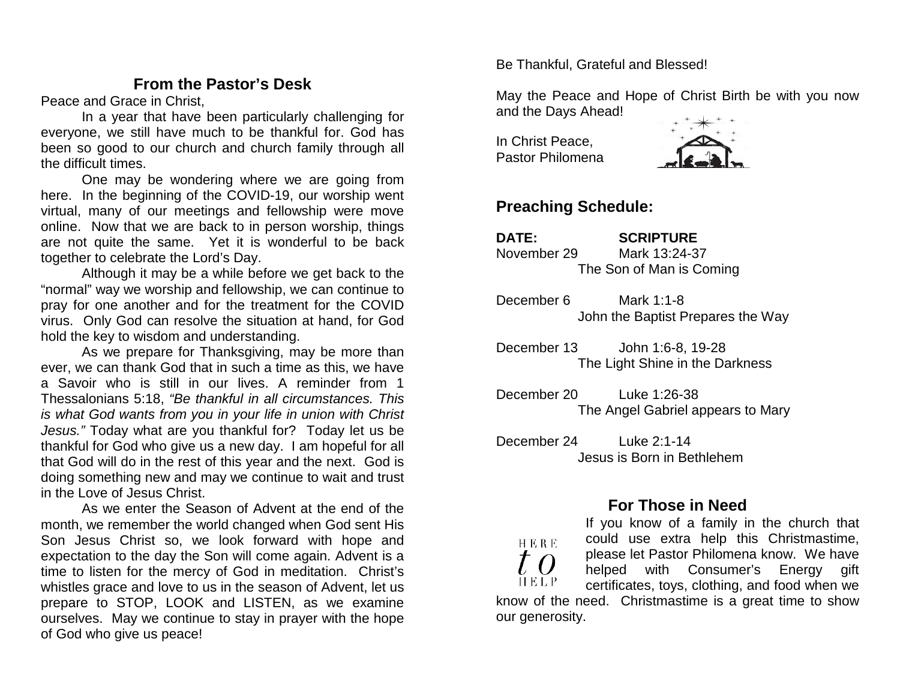## From the Pastor's Desk

Peace and Grace in Christ,

In a year that have been particularly challenging for everyone, we still have much to be thankful for. God has been so good to our church and church family through all the difficult times.

One may be wondering where we are going from here. In the beginning of the COVID-19, our worship went virtual, many of our meetings and fellowship were move online. Now that we are back to in person worship, things are not quite the same. Yet it is wonderful to be back together to celebrate the Lord's Day.

Although it may be a while before we get back to the "normal" way we worship and fellowship, we can continue to pray for one another and for the treatment for the COVID virus. Only God can resolve the situation at hand, for God hold the key to wisdom and understanding.

As we prepare for Thanksgiving, may be more than ever, we can thank God that in such a time as this, we have a Savoir who is still in our lives. A reminder from 1 Thessalonians 5:18, *"Be thankful in all circumstances. This is what God wants from you in your life in union with Christ Jesus."* Today what are you thankful for? Today let us be thankful for God who give us a new day. I am hopeful for all that God will do in the rest of this year and the next. God is doing something new and may we continue to wait and trust in the Love of Jesus Christ.

As we enter the Season of Advent at the end of the month, we remember the world changed when God sent His Son Jesus Christ so, we look forward with hope and expectation to the day the Son will come again. Advent is a time to listen for the mercy of God in meditation. Christ's whistles grace and love to us in the season of Advent, let us prepare to STOP, LOOK and LISTEN, as we examine ourselves. May we continue to stay in prayer with the hope of God who give us peace!

Be Thankful, Grateful and Blessed!

May the Peace and Hope of Christ Birth be with you now and the Days Ahead!

In Christ Peace,
Pastor Philomena

## Preaching Schedule:

| DATE: | SCRIPTURE |
|---|---|
| November 29 | Mark 13:24-37 |
| | The Son of Man is Coming |
| December 6 | Mark 1:1-8 |
| | John the Baptist Prepares the Way |
| December 13 | John 1:6-8, 19-28 |
| | The Light Shine in the Darkness |
| December 20 | Luke 1:26-38 |
| | The Angel Gabriel appears to Mary |
| December 24 | Luke 2:1-14 |
| | Jesus is Born in Bethlehem |

## For Those in Need

HERE *to* HELP

If you know of a family in the church that could use extra help this Christmastime, please let Pastor Philomena know. We have helped with Consumer's Energy gift certificates, toys, clothing, and food when we know of the need. Christmastime is a great time to show our generosity.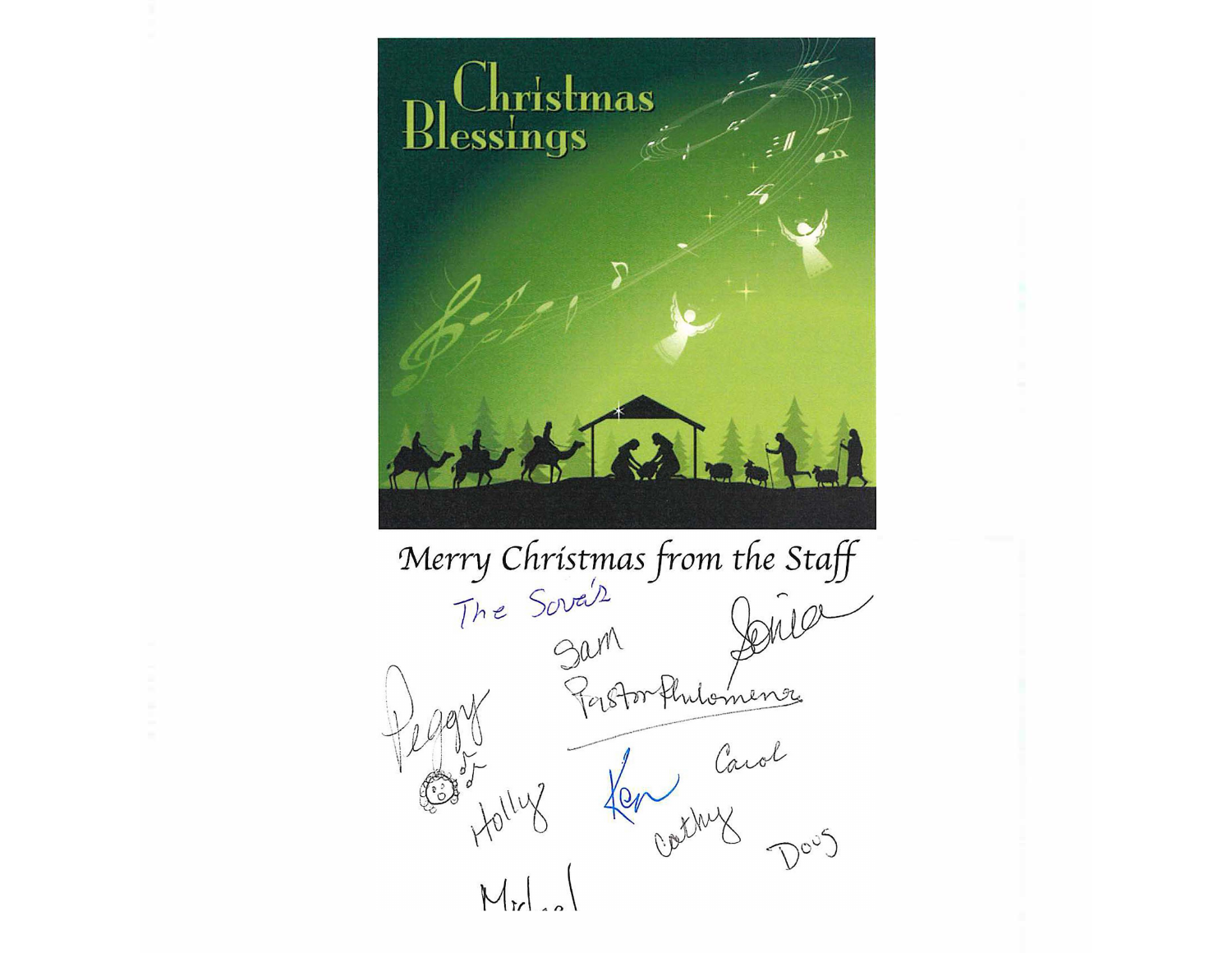Christmas Blessings

Merry Christmas from the Staff

The Sova's

Sam

Sonia

Peggy

Pastor Philomena

Holly

Ken

Carol

Cathy

Doug

Michael